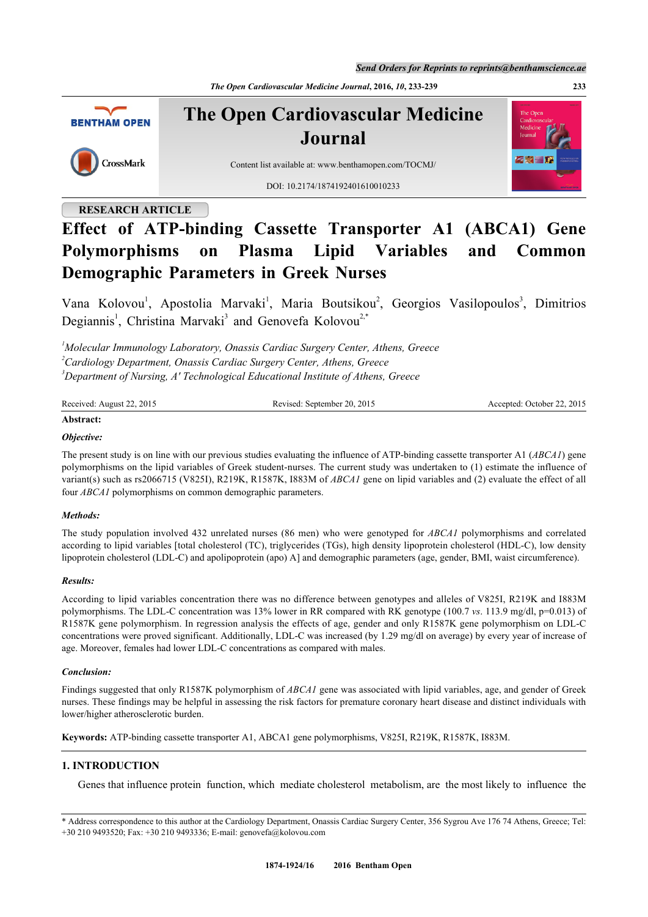## RESEARCH ARTICLE

# Effect of ATP-binding Cassette Transporter A1 (ABCA1) Gene Polymorphisms on Plasma Lipid Variables and Common Demographic Parameters in Greek Nurses

Vana Kolovou[1], Apostolia Marvaki[1], Maria Boutsikou[2], Georgios Vasilopoulos[3], Dimitrios Degiannis[1], Christina Marvaki[3] and Genovefa Kolovou[2,*]

[1] *Molecular Immunology Laboratory, Onassis Cardiac Surgery Center, Athens, Greece*
[2] *Cardiology Department, Onassis Cardiac Surgery Center, Athens, Greece*
[3] *Department of Nursing, A' Technological Educational Institute of Athens, Greece*

Received: August 22, 2015 Revised: September 20, 2015 Accepted: October 22, 2015

**Abstract:**

***Objective:***

The present study is on line with our previous studies evaluating the influence of ATP-binding cassette transporter A1 (*ABCA1*) gene polymorphisms on the lipid variables of Greek student-nurses. The current study was undertaken to (1) estimate the influence of variant(s) such as rs2066715 (V825I), R219K, R1587K, I883M of *ABCA1* gene on lipid variables and (2) evaluate the effect of all four *ABCA1* polymorphisms on common demographic parameters.

***Methods:***

The study population involved 432 unrelated nurses (86 men) who were genotyped for *ABCA1* polymorphisms and correlated according to lipid variables [total cholesterol (TC), triglycerides (TGs), high density lipoprotein cholesterol (HDL-C), low density lipoprotein cholesterol (LDL-C) and apolipoprotein (apo) A] and demographic parameters (age, gender, BMI, waist circumference).

***Results:***

According to lipid variables concentration there was no difference between genotypes and alleles of V825I, R219K and I883M polymorphisms. The LDL-C concentration was 13% lower in RR compared with RK genotype (100.7 *vs.* 113.9 mg/dl, p=0.013) of R1587K gene polymorphism. In regression analysis the effects of age, gender and only R1587K gene polymorphism on LDL-C concentrations were proved significant. Additionally, LDL-C was increased (by 1.29 mg/dl on average) by every year of increase of age. Moreover, females had lower LDL-C concentrations as compared with males.

***Conclusion:***

Findings suggested that only R1587K polymorphism of *ABCA1* gene was associated with lipid variables, age, and gender of Greek nurses. These findings may be helpful in assessing the risk factors for premature coronary heart disease and distinct individuals with lower/higher atherosclerotic burden.

**Keywords:** ATP-binding cassette transporter A1, ABCA1 gene polymorphisms, V825I, R219K, R1587K, I883M.

## 1. INTRODUCTION

Genes that influence protein function, which mediate cholesterol metabolism, are the most likely to influence the

\* Address correspondence to this author at the Cardiology Department, Onassis Cardiac Surgery Center, 356 Sygrou Ave 176 74 Athens, Greece; Tel: +30 210 9493520; Fax: +30 210 9493336; E-mail: genovefa@kolovou.com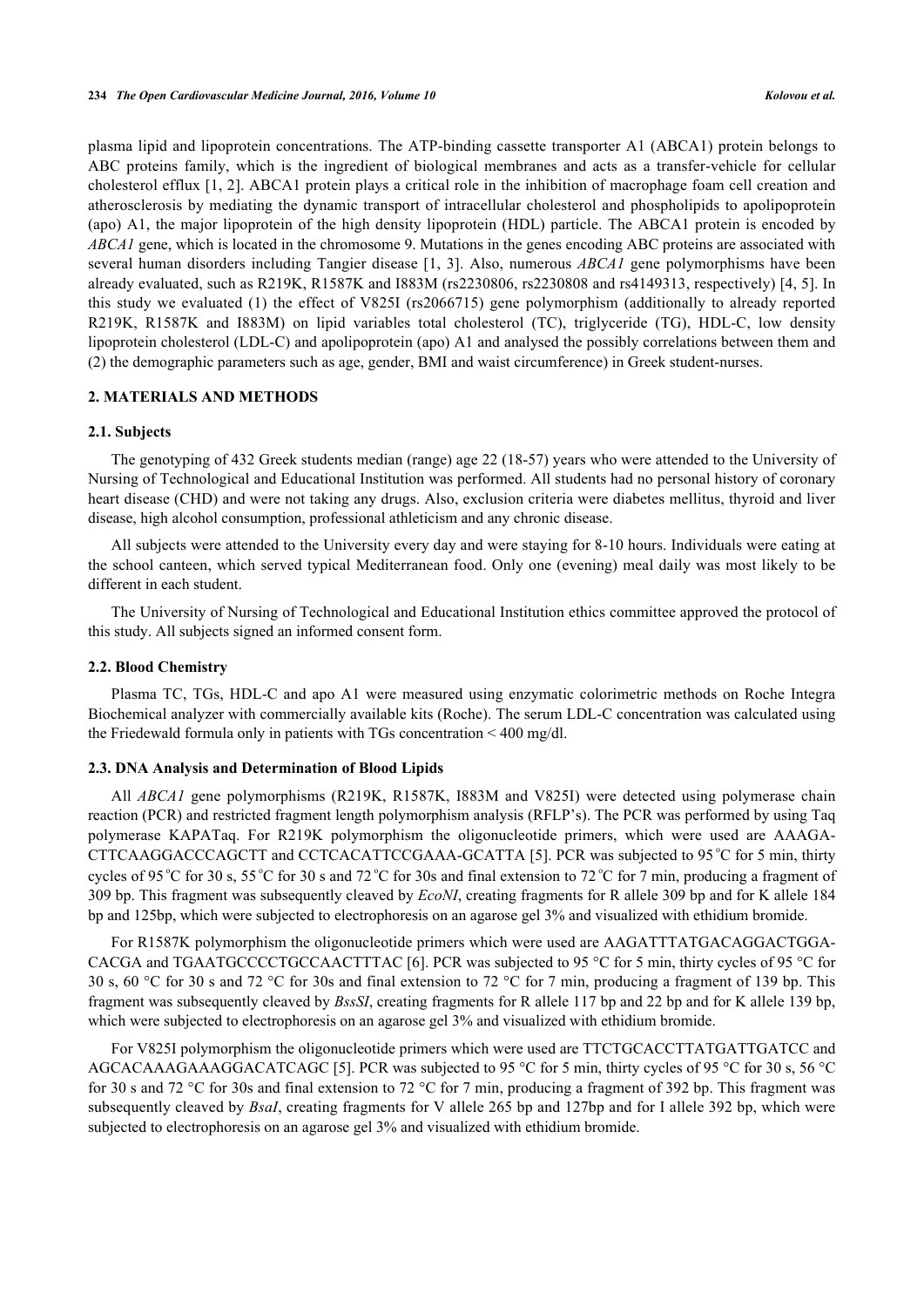plasma lipid and lipoprotein concentrations. The ATP-binding cassette transporter A1 (ABCA1) protein belongs to ABC proteins family, which is the ingredient of biological membranes and acts as a transfer-vehicle for cellular cholesterol efflux [1, 2]. ABCA1 protein plays a critical role in the inhibition of macrophage foam cell creation and atherosclerosis by mediating the dynamic transport of intracellular cholesterol and phospholipids to apolipoprotein (apo) A1, the major lipoprotein of the high density lipoprotein (HDL) particle. The ABCA1 protein is encoded by *ABCA1* gene, which is located in the chromosome 9. Mutations in the genes encoding ABC proteins are associated with several human disorders including Tangier disease [1, 3]. Also, numerous *ABCA1* gene polymorphisms have been already evaluated, such as R219K, R1587K and I883M (rs2230806, rs2230808 and rs4149313, respectively) [4, 5]. In this study we evaluated (1) the effect of V825I (rs2066715) gene polymorphism (additionally to already reported R219K, R1587K and I883M) on lipid variables total cholesterol (TC), triglyceride (TG), HDL-C, low density lipoprotein cholesterol (LDL-C) and apolipoprotein (apo) A1 and analysed the possibly correlations between them and (2) the demographic parameters such as age, gender, BMI and waist circumference) in Greek student-nurses.

## 2. MATERIALS AND METHODS

### 2.1. Subjects

The genotyping of 432 Greek students median (range) age 22 (18-57) years who were attended to the University of Nursing of Technological and Educational Institution was performed. All students had no personal history of coronary heart disease (CHD) and were not taking any drugs. Also, exclusion criteria were diabetes mellitus, thyroid and liver disease, high alcohol consumption, professional athleticism and any chronic disease.

All subjects were attended to the University every day and were staying for 8-10 hours. Individuals were eating at the school canteen, which served typical Mediterranean food. Only one (evening) meal daily was most likely to be different in each student.

The University of Nursing of Technological and Educational Institution ethics committee approved the protocol of this study. All subjects signed an informed consent form.

### 2.2. Blood Chemistry

Plasma TC, TGs, HDL-C and apo A1 were measured using enzymatic colorimetric methods on Roche Integra Biochemical analyzer with commercially available kits (Roche). The serum LDL-C concentration was calculated using the Friedewald formula only in patients with TGs concentration < 400 mg/dl.

### 2.3. DNA Analysis and Determination of Blood Lipids

All *ABCA1* gene polymorphisms (R219K, R1587K, I883M and V825I) were detected using polymerase chain reaction (PCR) and restricted fragment length polymorphism analysis (RFLP's). The PCR was performed by using Taq polymerase KAPATaq. For R219K polymorphism the oligonucleotide primers, which were used are AAAGA-CTTCAAGGACCCAGCTT and CCTCACATTCCGAAA-GCATTA [5]. PCR was subjected to 95 °C for 5 min, thirty cycles of 95 °C for 30 s, 55 °C for 30 s and 72 °C for 30s and final extension to 72 °C for 7 min, producing a fragment of 309 bp. This fragment was subsequently cleaved by *EcoNI*, creating fragments for R allele 309 bp and for K allele 184 bp and 125bp, which were subjected to electrophoresis on an agarose gel 3% and visualized with ethidium bromide.

For R1587K polymorphism the oligonucleotide primers which were used are AAGATTTATGACAGGACTGGA-CACGA and TGAATGCCCCTGCCAACTTTAC [6]. PCR was subjected to 95 °C for 5 min, thirty cycles of 95 °C for 30 s, 60 °C for 30 s and 72 °C for 30s and final extension to 72 °C for 7 min, producing a fragment of 139 bp. This fragment was subsequently cleaved by *BssSI*, creating fragments for R allele 117 bp and 22 bp and for K allele 139 bp, which were subjected to electrophoresis on an agarose gel 3% and visualized with ethidium bromide.

For V825I polymorphism the oligonucleotide primers which were used are TTCTGCACCTTATGATTGATCC and AGCACAAAGAAAGGACATCAGC [5]. PCR was subjected to 95 °C for 5 min, thirty cycles of 95 °C for 30 s, 56 °C for 30 s and 72 °C for 30s and final extension to 72 °C for 7 min, producing a fragment of 392 bp. This fragment was subsequently cleaved by *BsaI*, creating fragments for V allele 265 bp and 127bp and for I allele 392 bp, which were subjected to electrophoresis on an agarose gel 3% and visualized with ethidium bromide.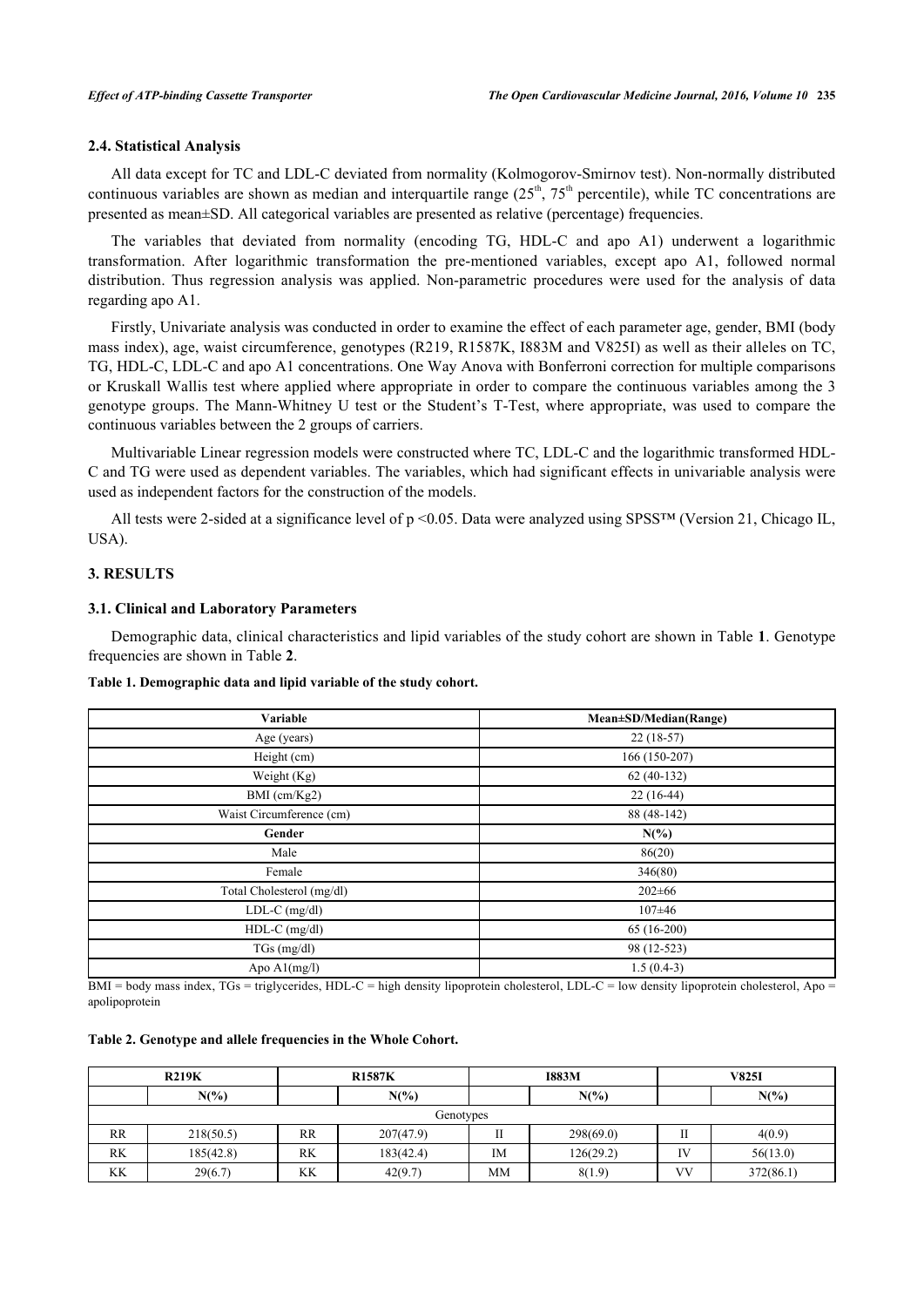### 2.4. Statistical Analysis

All data except for TC and LDL-C deviated from normality (Kolmogorov-Smirnov test). Non-normally distributed continuous variables are shown as median and interquartile range ($25^{th}$, $75^{th}$ percentile), while TC concentrations are presented as mean±SD. All categorical variables are presented as relative (percentage) frequencies.

The variables that deviated from normality (encoding TG, HDL-C and apo A1) underwent a logarithmic transformation. After logarithmic transformation the pre-mentioned variables, except apo A1, followed normal distribution. Thus regression analysis was applied. Non-parametric procedures were used for the analysis of data regarding apo A1.

Firstly, Univariate analysis was conducted in order to examine the effect of each parameter age, gender, BMI (body mass index), age, waist circumference, genotypes (R219, R1587K, I883M and V825I) as well as their alleles on TC, TG, HDL-C, LDL-C and apo A1 concentrations. One Way Anova with Bonferroni correction for multiple comparisons or Kruskall Wallis test where applied where appropriate in order to compare the continuous variables among the 3 genotype groups. The Mann-Whitney U test or the Student's T-Test, where appropriate, was used to compare the continuous variables between the 2 groups of carriers.

Multivariable Linear regression models were constructed where TC, LDL-C and the logarithmic transformed HDL-C and TG were used as dependent variables. The variables, which had significant effects in univariable analysis were used as independent factors for the construction of the models.

All tests were 2-sided at a significance level of $p < 0.05$. Data were analyzed using SPSS™ (Version 21, Chicago IL, USA).

## 3. RESULTS

### 3.1. Clinical and Laboratory Parameters

Demographic data, clinical characteristics and lipid variables of the study cohort are shown in Table **1**. Genotype frequencies are shown in Table **2**.

**Table 1. Demographic data and lipid variable of the study cohort.**

| Variable | Mean±SD/Median(Range) |
|---|---|
| Age (years) | 22 (18-57) |
| Height (cm) | 166 (150-207) |
| Weight (Kg) | 62 (40-132) |
| BMI (cm/Kg2) | 22 (16-44) |
| Waist Circumference (cm) | 88 (48-142) |
| **Gender** | **N(%)** |
| Male | 86(20) |
| Female | 346(80) |
| Total Cholesterol (mg/dl) | 202±66 |
| LDL-C (mg/dl) | 107±46 |
| HDL-C (mg/dl) | 65 (16-200) |
| TGs (mg/dl) | 98 (12-523) |
| Apo A1(mg/l) | 1.5 (0.4-3) |

BMI = body mass index, TGs = triglycerides, HDL-C = high density lipoprotein cholesterol, LDL-C = low density lipoprotein cholesterol, Apo = apolipoprotein

**Table 2. Genotype and allele frequencies in the Whole Cohort.**

| R219K | | R1587K | | I883M | | V825I | |
|---|---|---|---|---|---|---|---|
| | N(%) | | N(%) | | N(%) | | N(%) |
| Genotypes | | | | | | | |
| RR | 218(50.5) | RR | 207(47.9) | II | 298(69.0) | II | 4(0.9) |
| RK | 185(42.8) | RK | 183(42.4) | IM | 126(29.2) | IV | 56(13.0) |
| KK | 29(6.7) | KK | 42(9.7) | MM | 8(1.9) | VV | 372(86.1) |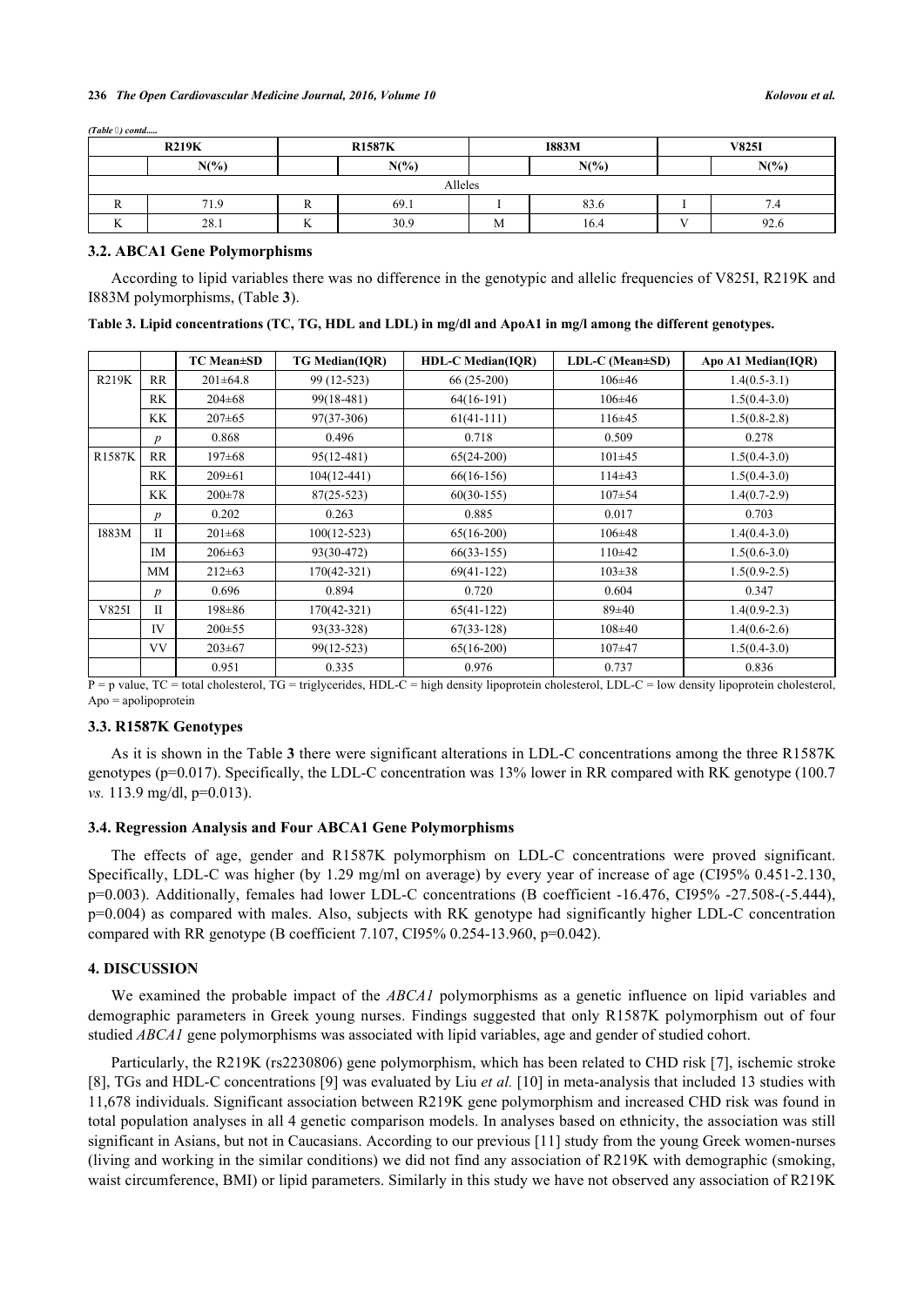*(Table ) contd.....*

| R219K | | R1587K | | I883M | | V825I | |
|---|---|---|---|---|---|---|---|
| | N(%) | | N(%) | | N(%) | | N(%) |
| Alleles | | | | | | | |
| R | 71.9 | R | 69.1 | I | 83.6 | I | 7.4 |
| K | 28.1 | K | 30.9 | M | 16.4 | V | 92.6 |

### 3.2. ABCA1 Gene Polymorphisms

According to lipid variables there was no difference in the genotypic and allelic frequencies of V825I, R219K and I883M polymorphisms, (Table **3**).

**Table 3. Lipid concentrations (TC, TG, HDL and LDL) in mg/dl and ApoA1 in mg/l among the different genotypes.**

| | | TC Mean±SD | TG Median(IQR) | HDL-C Median(IQR) | LDL-C (Mean±SD) | Apo A1 Median(IQR) |
|---|---|---|---|---|---|---|
| R219K | RR | 201±64.8 | 99 (12-523) | 66 (25-200) | 106±46 | 1.4(0.5-3.1) |
| | RK | 204±68 | 99(18-481) | 64(16-191) | 106±46 | 1.5(0.4-3.0) |
| | KK | 207±65 | 97(37-306) | 61(41-111) | 116±45 | 1.5(0.8-2.8) |
| | *p* | 0.868 | 0.496 | 0.718 | 0.509 | 0.278 |
| R1587K | RR | 197±68 | 95(12-481) | 65(24-200) | 101±45 | 1.5(0.4-3.0) |
| | RK | 209±61 | 104(12-441) | 66(16-156) | 114±43 | 1.5(0.4-3.0) |
| | KK | 200±78 | 87(25-523) | 60(30-155) | 107±54 | 1.4(0.7-2.9) |
| | *p* | 0.202 | 0.263 | 0.885 | 0.017 | 0.703 |
| I883M | II | 201±68 | 100(12-523) | 65(16-200) | 106±48 | 1.4(0.4-3.0) |
| | IM | 206±63 | 93(30-472) | 66(33-155) | 110±42 | 1.5(0.6-3.0) |
| | MM | 212±63 | 170(42-321) | 69(41-122) | 103±38 | 1.5(0.9-2.5) |
| | *p* | 0.696 | 0.894 | 0.720 | 0.604 | 0.347 |
| V825I | II | 198±86 | 170(42-321) | 65(41-122) | 89±40 | 1.4(0.9-2.3) |
| | IV | 200±55 | 93(33-328) | 67(33-128) | 108±40 | 1.4(0.6-2.6) |
| | VV | 203±67 | 99(12-523) | 65(16-200) | 107±47 | 1.5(0.4-3.0) |
| | | 0.951 | 0.335 | 0.976 | 0.737 | 0.836 |

P = p value, TC = total cholesterol, TG = triglycerides, HDL-C = high density lipoprotein cholesterol, LDL-C = low density lipoprotein cholesterol, Apo = apolipoprotein

### 3.3. R1587K Genotypes

As it is shown in the Table **3** there were significant alterations in LDL-C concentrations among the three R1587K genotypes (p=0.017). Specifically, the LDL-C concentration was 13% lower in RR compared with RK genotype (100.7 *vs.* 113.9 mg/dl, p=0.013).

### 3.4. Regression Analysis and Four ABCA1 Gene Polymorphisms

The effects of age, gender and R1587K polymorphism on LDL-C concentrations were proved significant. Specifically, LDL-C was higher (by 1.29 mg/ml on average) by every year of increase of age (CI95% 0.451-2.130, p=0.003). Additionally, females had lower LDL-C concentrations (B coefficient -16.476, CI95% -27.508-(-5.444), p=0.004) as compared with males. Also, subjects with RK genotype had significantly higher LDL-C concentration compared with RR genotype (B coefficient 7.107, CI95% 0.254-13.960, p=0.042).

## 4. DISCUSSION

We examined the probable impact of the *ABCA1* polymorphisms as a genetic influence on lipid variables and demographic parameters in Greek young nurses. Findings suggested that only R1587K polymorphism out of four studied *ABCA1* gene polymorphisms was associated with lipid variables, age and gender of studied cohort.

Particularly, the R219K (rs2230806) gene polymorphism, which has been related to CHD risk [7], ischemic stroke [8], TGs and HDL-C concentrations [9] was evaluated by Liu *et al.* [10] in meta-analysis that included 13 studies with 11,678 individuals. Significant association between R219K gene polymorphism and increased CHD risk was found in total population analyses in all 4 genetic comparison models. In analyses based on ethnicity, the association was still significant in Asians, but not in Caucasians. According to our previous [11] study from the young Greek women-nurses (living and working in the similar conditions) we did not find any association of R219K with demographic (smoking, waist circumference, BMI) or lipid parameters. Similarly in this study we have not observed any association of R219K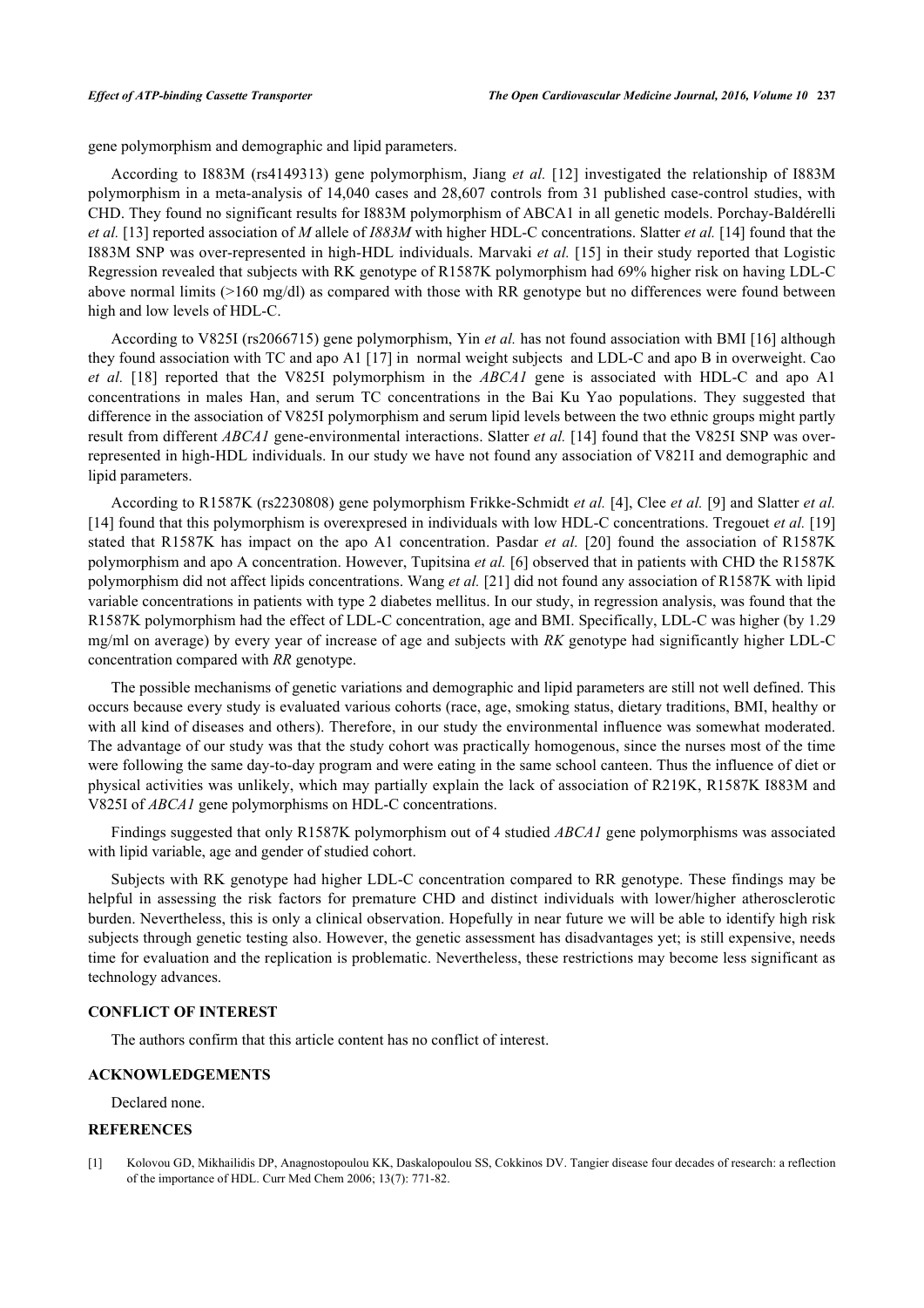gene polymorphism and demographic and lipid parameters.

According to I883M (rs4149313) gene polymorphism, Jiang *et al.* [12] investigated the relationship of I883M polymorphism in a meta-analysis of 14,040 cases and 28,607 controls from 31 published case-control studies, with CHD. They found no significant results for I883M polymorphism of ABCA1 in all genetic models. Porchay-Baldérelli *et al.* [13] reported association of *M* allele of *I883M* with higher HDL-C concentrations. Slatter *et al.* [14] found that the I883M SNP was over-represented in high-HDL individuals. Marvaki *et al.* [15] in their study reported that Logistic Regression revealed that subjects with RK genotype of R1587K polymorphism had 69% higher risk on having LDL-C above normal limits (>160 mg/dl) as compared with those with RR genotype but no differences were found between high and low levels of HDL-C.

According to V825I (rs2066715) gene polymorphism, Yin *et al.* has not found association with BMI [16] although they found association with TC and apo A1 [17] in normal weight subjects and LDL-C and apo B in overweight. Cao *et al.* [18] reported that the V825I polymorphism in the *ABCA1* gene is associated with HDL-C and apo A1 concentrations in males Han, and serum TC concentrations in the Bai Ku Yao populations. They suggested that difference in the association of V825I polymorphism and serum lipid levels between the two ethnic groups might partly result from different *ABCA1* gene-environmental interactions. Slatter *et al.* [14] found that the V825I SNP was over-represented in high-HDL individuals. In our study we have not found any association of V821I and demographic and lipid parameters.

According to R1587K (rs2230808) gene polymorphism Frikke-Schmidt *et al.* [4], Clee *et al.* [9] and Slatter *et al.* [14] found that this polymorphism is overexpresed in individuals with low HDL-C concentrations. Tregouet *et al.* [19] stated that R1587K has impact on the apo A1 concentration. Pasdar *et al.* [20] found the association of R1587K polymorphism and apo A concentration. However, Tupitsina *et al.* [6] observed that in patients with CHD the R1587K polymorphism did not affect lipids concentrations. Wang *et al.* [21] did not found any association of R1587K with lipid variable concentrations in patients with type 2 diabetes mellitus. In our study, in regression analysis, was found that the R1587K polymorphism had the effect of LDL-C concentration, age and BMI. Specifically, LDL-C was higher (by 1.29 mg/ml on average) by every year of increase of age and subjects with *RK* genotype had significantly higher LDL-C concentration compared with *RR* genotype.

The possible mechanisms of genetic variations and demographic and lipid parameters are still not well defined. This occurs because every study is evaluated various cohorts (race, age, smoking status, dietary traditions, BMI, healthy or with all kind of diseases and others). Therefore, in our study the environmental influence was somewhat moderated. The advantage of our study was that the study cohort was practically homogenous, since the nurses most of the time were following the same day-to-day program and were eating in the same school canteen. Thus the influence of diet or physical activities was unlikely, which may partially explain the lack of association of R219K, R1587K I883M and V825I of *ABCA1* gene polymorphisms on HDL-C concentrations.

Findings suggested that only R1587K polymorphism out of 4 studied *ABCA1* gene polymorphisms was associated with lipid variable, age and gender of studied cohort.

Subjects with RK genotype had higher LDL-C concentration compared to RR genotype. These findings may be helpful in assessing the risk factors for premature CHD and distinct individuals with lower/higher atherosclerotic burden. Nevertheless, this is only a clinical observation. Hopefully in near future we will be able to identify high risk subjects through genetic testing also. However, the genetic assessment has disadvantages yet; is still expensive, needs time for evaluation and the replication is problematic. Nevertheless, these restrictions may become less significant as technology advances.

## CONFLICT OF INTEREST

The authors confirm that this article content has no conflict of interest.

## ACKNOWLEDGEMENTS

Declared none.

## REFERENCES

[1] Kolovou GD, Mikhailidis DP, Anagnostopoulou KK, Daskalopoulou SS, Cokkinos DV. Tangier disease four decades of research: a reflection of the importance of HDL. Curr Med Chem 2006; 13(7): 771-82.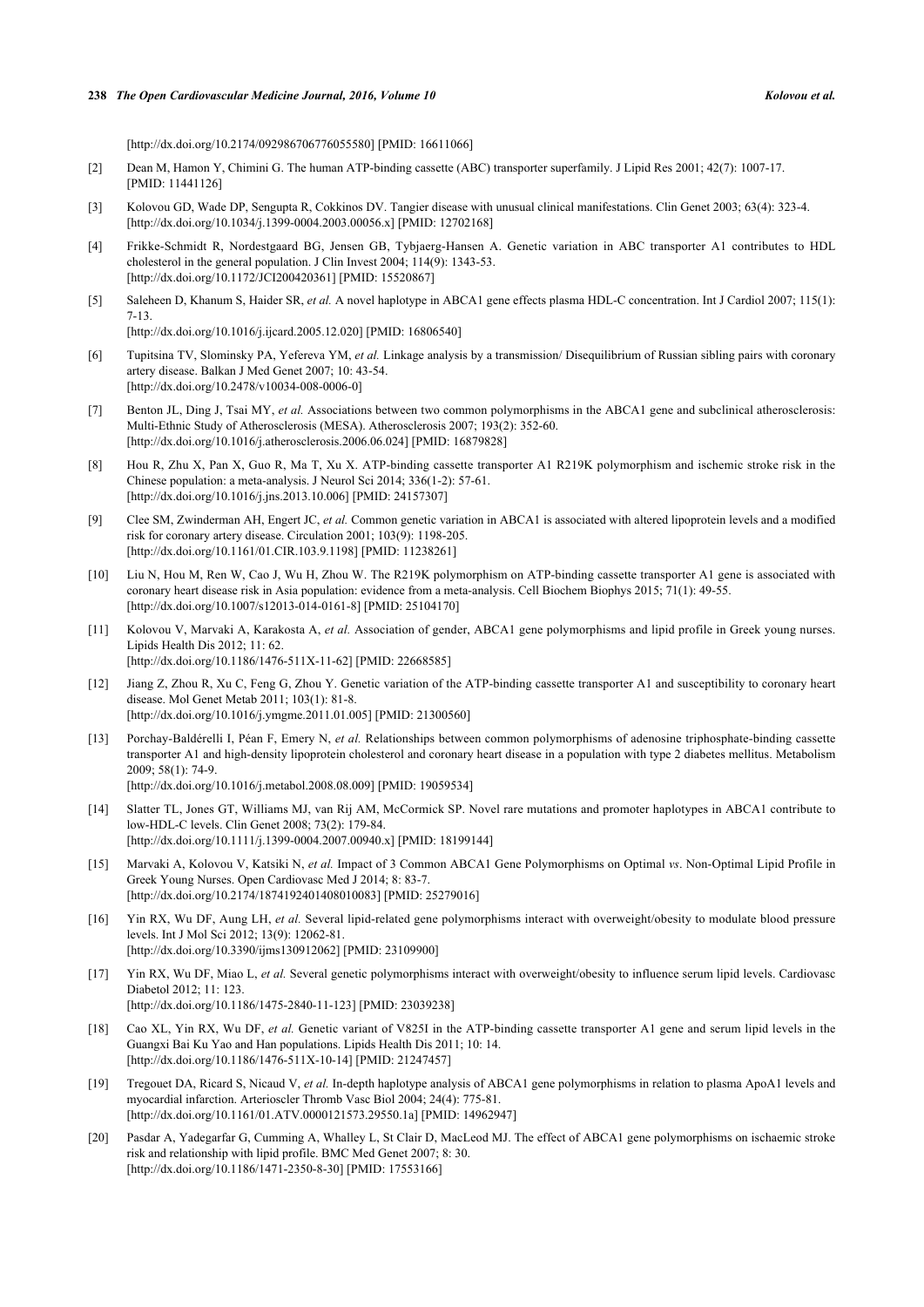[http://dx.doi.org/10.2174/092986706776055580] [PMID: 16611066]

[2] Dean M, Hamon Y, Chimini G. The human ATP-binding cassette (ABC) transporter superfamily. J Lipid Res 2001; 42(7): 1007-17. [PMID: 11441126]

[3] Kolovou GD, Wade DP, Sengupta R, Cokkinos DV. Tangier disease with unusual clinical manifestations. Clin Genet 2003; 63(4): 323-4. [http://dx.doi.org/10.1034/j.1399-0004.2003.00056.x] [PMID: 12702168]

[4] Frikke-Schmidt R, Nordestgaard BG, Jensen GB, Tybjaerg-Hansen A. Genetic variation in ABC transporter A1 contributes to HDL cholesterol in the general population. J Clin Invest 2004; 114(9): 1343-53. [http://dx.doi.org/10.1172/JCI200420361] [PMID: 15520867]

[5] Saleheen D, Khanum S, Haider SR, *et al.* A novel haplotype in ABCA1 gene effects plasma HDL-C concentration. Int J Cardiol 2007; 115(1): 7-13. [http://dx.doi.org/10.1016/j.ijcard.2005.12.020] [PMID: 16806540]

[6] Tupitsina TV, Slominsky PA, Yefereva YM, *et al.* Linkage analysis by a transmission/ Disequilibrium of Russian sibling pairs with coronary artery disease. Balkan J Med Genet 2007; 10: 43-54. [http://dx.doi.org/10.2478/v10034-008-0006-0]

[7] Benton JL, Ding J, Tsai MY, *et al.* Associations between two common polymorphisms in the ABCA1 gene and subclinical atherosclerosis: Multi-Ethnic Study of Atherosclerosis (MESA). Atherosclerosis 2007; 193(2): 352-60. [http://dx.doi.org/10.1016/j.atherosclerosis.2006.06.024] [PMID: 16879828]

[8] Hou R, Zhu X, Pan X, Guo R, Ma T, Xu X. ATP-binding cassette transporter A1 R219K polymorphism and ischemic stroke risk in the Chinese population: a meta-analysis. J Neurol Sci 2014; 336(1-2): 57-61. [http://dx.doi.org/10.1016/j.jns.2013.10.006] [PMID: 24157307]

[9] Clee SM, Zwinderman AH, Engert JC, *et al.* Common genetic variation in ABCA1 is associated with altered lipoprotein levels and a modified risk for coronary artery disease. Circulation 2001; 103(9): 1198-205. [http://dx.doi.org/10.1161/01.CIR.103.9.1198] [PMID: 11238261]

[10] Liu N, Hou M, Ren W, Cao J, Wu H, Zhou W. The R219K polymorphism on ATP-binding cassette transporter A1 gene is associated with coronary heart disease risk in Asia population: evidence from a meta-analysis. Cell Biochem Biophys 2015; 71(1): 49-55. [http://dx.doi.org/10.1007/s12013-014-0161-8] [PMID: 25104170]

[11] Kolovou V, Marvaki A, Karakosta A, *et al.* Association of gender, ABCA1 gene polymorphisms and lipid profile in Greek young nurses. Lipids Health Dis 2012; 11: 62. [http://dx.doi.org/10.1186/1476-511X-11-62] [PMID: 22668585]

[12] Jiang Z, Zhou R, Xu C, Feng G, Zhou Y. Genetic variation of the ATP-binding cassette transporter A1 and susceptibility to coronary heart disease. Mol Genet Metab 2011; 103(1): 81-8. [http://dx.doi.org/10.1016/j.ymgme.2011.01.005] [PMID: 21300560]

[13] Porchay-Baldérelli I, Péan F, Emery N, *et al.* Relationships between common polymorphisms of adenosine triphosphate-binding cassette transporter A1 and high-density lipoprotein cholesterol and coronary heart disease in a population with type 2 diabetes mellitus. Metabolism 2009; 58(1): 74-9. [http://dx.doi.org/10.1016/j.metabol.2008.08.009] [PMID: 19059534]

[14] Slatter TL, Jones GT, Williams MJ, van Rij AM, McCormick SP. Novel rare mutations and promoter haplotypes in ABCA1 contribute to low-HDL-C levels. Clin Genet 2008; 73(2): 179-84. [http://dx.doi.org/10.1111/j.1399-0004.2007.00940.x] [PMID: 18199144]

[15] Marvaki A, Kolovou V, Katsiki N, *et al.* Impact of 3 Common ABCA1 Gene Polymorphisms on Optimal *vs*. Non-Optimal Lipid Profile in Greek Young Nurses. Open Cardiovasc Med J 2014; 8: 83-7. [http://dx.doi.org/10.2174/1874192401408010083] [PMID: 25279016]

[16] Yin RX, Wu DF, Aung LH, *et al.* Several lipid-related gene polymorphisms interact with overweight/obesity to modulate blood pressure levels. Int J Mol Sci 2012; 13(9): 12062-81. [http://dx.doi.org/10.3390/ijms130912062] [PMID: 23109900]

[17] Yin RX, Wu DF, Miao L, *et al.* Several genetic polymorphisms interact with overweight/obesity to influence serum lipid levels. Cardiovasc Diabetol 2012; 11: 123. [http://dx.doi.org/10.1186/1475-2840-11-123] [PMID: 23039238]

[18] Cao XL, Yin RX, Wu DF, *et al.* Genetic variant of V825I in the ATP-binding cassette transporter A1 gene and serum lipid levels in the Guangxi Bai Ku Yao and Han populations. Lipids Health Dis 2011; 10: 14. [http://dx.doi.org/10.1186/1476-511X-10-14] [PMID: 21247457]

[19] Tregouet DA, Ricard S, Nicaud V, *et al.* In-depth haplotype analysis of ABCA1 gene polymorphisms in relation to plasma ApoA1 levels and myocardial infarction. Arterioscler Thromb Vasc Biol 2004; 24(4): 775-81. [http://dx.doi.org/10.1161/01.ATV.0000121573.29550.1a] [PMID: 14962947]

[20] Pasdar A, Yadegarfar G, Cumming A, Whalley L, St Clair D, MacLeod MJ. The effect of ABCA1 gene polymorphisms on ischaemic stroke risk and relationship with lipid profile. BMC Med Genet 2007; 8: 30. [http://dx.doi.org/10.1186/1471-2350-8-30] [PMID: 17553166]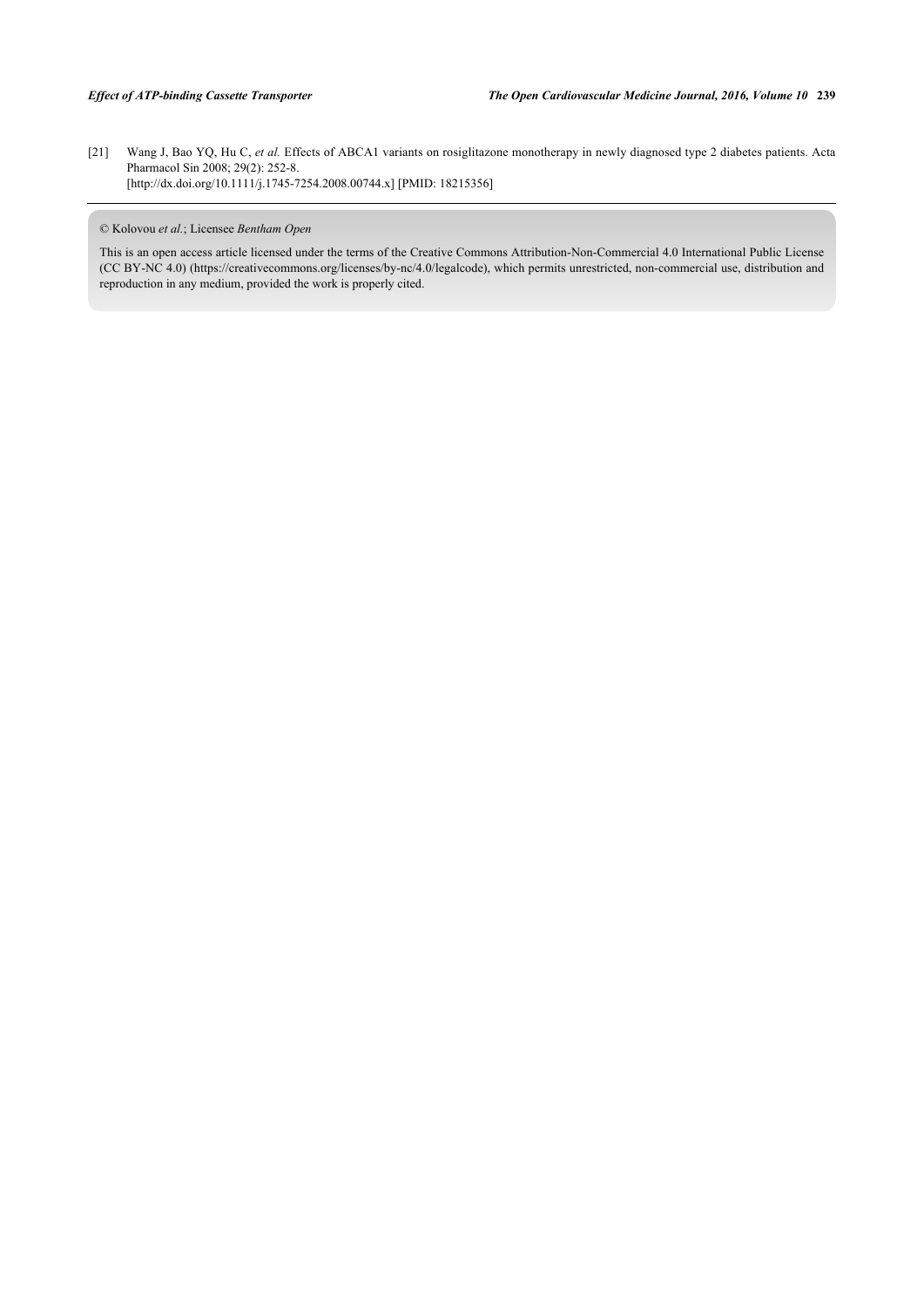[21] Wang J, Bao YQ, Hu C, *et al.* Effects of ABCA1 variants on rosiglitazone monotherapy in newly diagnosed type 2 diabetes patients. Acta Pharmacol Sin 2008; 29(2): 252-8.
[http://dx.doi.org/10.1111/j.1745-7254.2008.00744.x] [PMID: 18215356]

---

© Kolovou *et al.*; Licensee *Bentham Open*

This is an open access article licensed under the terms of the Creative Commons Attribution-Non-Commercial 4.0 International Public License (CC BY-NC 4.0) (https://creativecommons.org/licenses/by-nc/4.0/legalcode), which permits unrestricted, non-commercial use, distribution and reproduction in any medium, provided the work is properly cited.